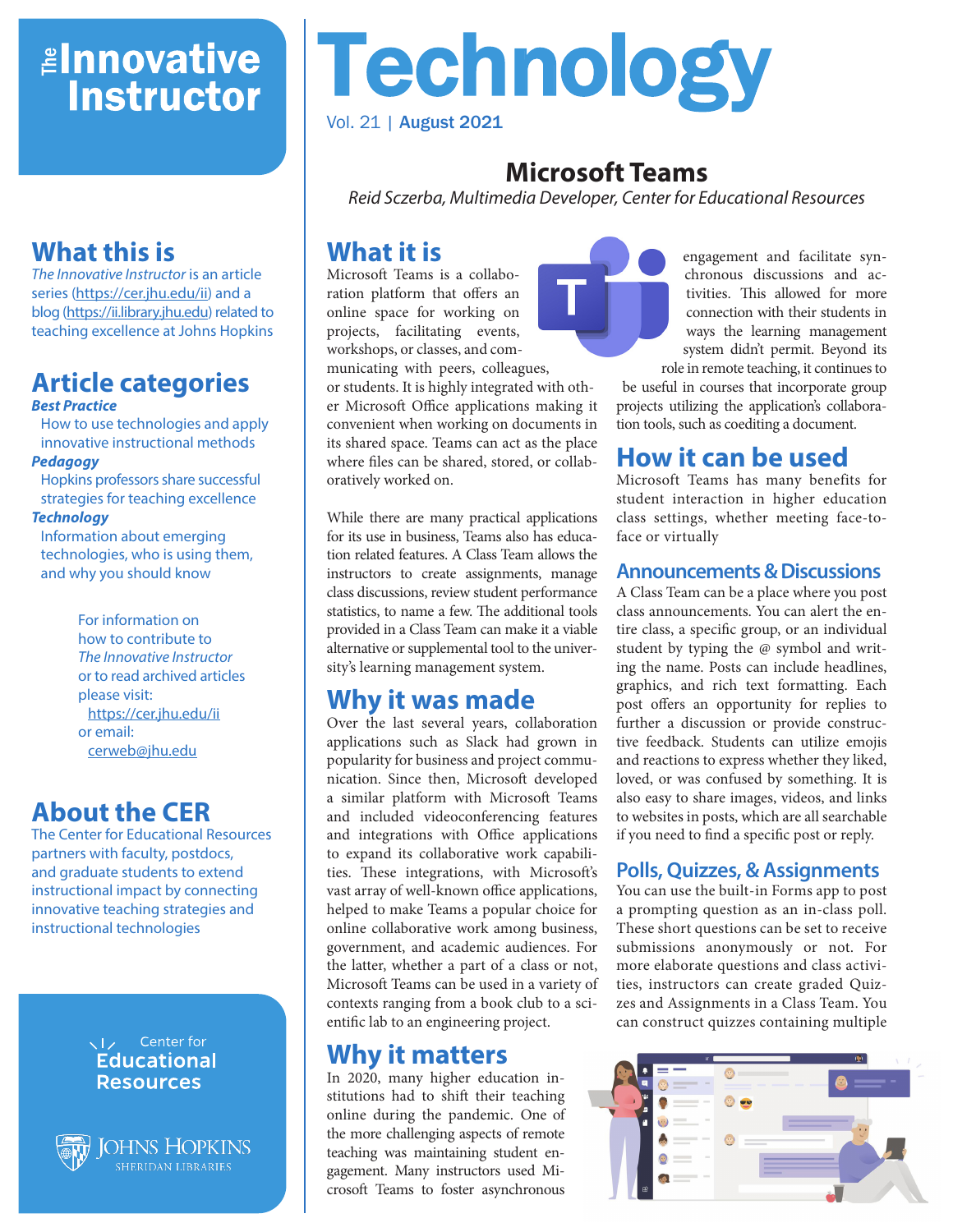# The Innovative Instructor

# Technology

Vol. 21 | August 2021

## What this is

*The Innovative Instructor* is an article series (https://cer.jhu.edu/ii) and a blog (https://ii.library.jhu.edu) related to teaching excellence at Johns Hopkins

## Article categories

***Best Practice***

How to use technologies and apply innovative instructional methods

***Pedagogy***

Hopkins professors share successful strategies for teaching excellence

***Technology***

Information about emerging technologies, who is using them, and why you should know

For information on how to contribute to *The Innovative Instructor* or to read archived articles please visit: https://cer.jhu.edu/ii or email: cerweb@jhu.edu

## About the CER

The Center for Educational Resources partners with faculty, postdocs, and graduate students to extend instructional impact by connecting innovative teaching strategies and instructional technologies

Center for Educational Resources

Johns Hopkins Sheridan Libraries

# Microsoft Teams

*Reid Sczerba, Multimedia Developer, Center for Educational Resources*

## What it is

Microsoft Teams is a collaboration platform that offers an online space for working on projects, facilitating events, workshops, or classes, and communicating with peers, colleagues, or students. It is highly integrated with other Microsoft Office applications making it convenient when working on documents in its shared space. Teams can act as the place where files can be shared, stored, or collaboratively worked on.

While there are many practical applications for its use in business, Teams also has education related features. A Class Team allows the instructors to create assignments, manage class discussions, review student performance statistics, to name a few. The additional tools provided in a Class Team can make it a viable alternative or supplemental tool to the university's learning management system.

## Why it was made

Over the last several years, collaboration applications such as Slack had grown in popularity for business and project communication. Since then, Microsoft developed a similar platform with Microsoft Teams and included videoconferencing features and integrations with Office applications to expand its collaborative work capabilities. These integrations, with Microsoft's vast array of well-known office applications, helped to make Teams a popular choice for online collaborative work among business, government, and academic audiences. For the latter, whether a part of a class or not, Microsoft Teams can be used in a variety of contexts ranging from a book club to a scientific lab to an engineering project.

## Why it matters

In 2020, many higher education institutions had to shift their teaching online during the pandemic. One of the more challenging aspects of remote teaching was maintaining student engagement. Many instructors used Microsoft Teams to foster asynchronous engagement and facilitate synchronous discussions and activities. This allowed for more connection with their students in ways the learning management system didn't permit. Beyond its role in remote teaching, it continues to be useful in courses that incorporate group projects utilizing the application's collaboration tools, such as coediting a document.

## How it can be used

Microsoft Teams has many benefits for student interaction in higher education class settings, whether meeting face-to-face or virtually

### Announcements & Discussions

A Class Team can be a place where you post class announcements. You can alert the entire class, a specific group, or an individual student by typing the @ symbol and writing the name. Posts can include headlines, graphics, and rich text formatting. Each post offers an opportunity for replies to further a discussion or provide constructive feedback. Students can utilize emojis and reactions to express whether they liked, loved, or was confused by something. It is also easy to share images, videos, and links to websites in posts, which are all searchable if you need to find a specific post or reply.

### Polls, Quizzes, & Assignments

You can use the built-in Forms app to post a prompting question as an in-class poll. These short questions can be set to receive submissions anonymously or not. For more elaborate questions and class activities, instructors can create graded Quizzes and Assignments in a Class Team. You can construct quizzes containing multiple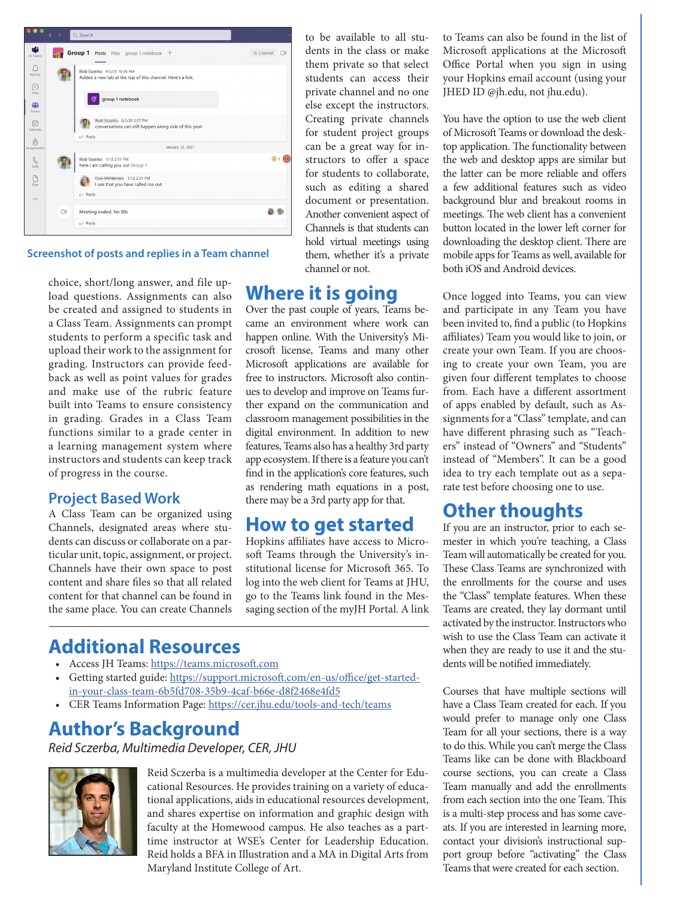Screenshot of posts and replies in a Team channel

choice, short/long answer, and file upload questions. Assignments can also be created and assigned to students in a Class Team. Assignments can prompt students to perform a specific task and upload their work to the assignment for grading. Instructors can provide feedback as well as point values for grades and make use of the rubric feature built into Teams to ensure consistency in grading. Grades in a Class Team functions similar to a grade center in a learning management system where instructors and students can keep track of progress in the course.

### Project Based Work

A Class Team can be organized using Channels, designated areas where students can discuss or collaborate on a particular unit, topic, assignment, or project. Channels have their own space to post content and share files so that all related content for that channel can be found in the same place. You can create Channels to be available to all students in the class or make them private so that select students can access their private channel and no one else except the instructors. Creating private channels for student project groups can be a great way for instructors to offer a space for students to collaborate, such as editing a shared document or presentation. Another convenient aspect of Channels is that students can hold virtual meetings using them, whether it's a private channel or not.

## Where it is going

Over the past couple of years, Teams became an environment where work can happen online. With the University's Microsoft license, Teams and many other Microsoft applications are available for free to instructors. Microsoft also continues to develop and improve on Teams further expand on the communication and classroom management possibilities in the digital environment. In addition to new features, Teams also has a healthy 3rd party app ecosystem. If there is a feature you can't find in the application's core features, such as rendering math equations in a post, there may be a 3rd party app for that.

## How to get started

Hopkins affiliates have access to Microsoft Teams through the University's institutional license for Microsoft 365. To log into the web client for Teams at JHU, go to the Teams link found in the Messaging section of the myJH Portal. A link to Teams can also be found in the list of Microsoft applications at the Microsoft Office Portal when you sign in using your Hopkins email account (using your JHED ID @jh.edu, not jhu.edu).

You have the option to use the web client of Microsoft Teams or download the desktop application. The functionality between the web and desktop apps are similar but the latter can be more reliable and offers a few additional features such as video background blur and breakout rooms in meetings. The web client has a convenient button located in the lower left corner for downloading the desktop client. There are mobile apps for Teams as well, available for both iOS and Android devices.

Once logged into Teams, you can view and participate in any Team you have been invited to, find a public (to Hopkins affiliates) Team you would like to join, or create your own Team. If you are choosing to create your own Team, you are given four different templates to choose from. Each have a different assortment of apps enabled by default, such as Assignments for a "Class" template, and can have different phrasing such as "Teachers" instead of "Owners" and "Students" instead of "Members". It can be a good idea to try each template out as a separate test before choosing one to use.

## Other thoughts

If you are an instructor, prior to each semester in which you're teaching, a Class Team will automatically be created for you. These Class Teams are synchronized with the enrollments for the course and uses the "Class" template features. When these Teams are created, they lay dormant until activated by the instructor. Instructors who wish to use the Class Team can activate it when they are ready to use it and the students will be notified immediately.

Courses that have multiple sections will have a Class Team created for each. If you would prefer to manage only one Class Team for all your sections, there is a way to do this. While you can't merge the Class Teams like can be done with Blackboard course sections, you can create a Class Team manually and add the enrollments from each section into the one Team. This is a multi-step process and has some caveats. If you are interested in learning more, contact your division's instructional support group before "activating" the Class Teams that were created for each section.

## Additional Resources

- Access JH Teams: https://teams.microsoft.com
- Getting started guide: https://support.microsoft.com/en-us/office/get-started-in-your-class-team-6b5fd708-35b9-4caf-b66e-d8f2468e4fd5
- CER Teams Information Page: https://cer.jhu.edu/tools-and-tech/teams

## Author's Background

*Reid Sczerba, Multimedia Developer, CER, JHU*

Reid Sczerba is a multimedia developer at the Center for Educational Resources. He provides training on a variety of educational applications, aids in educational resources development, and shares expertise on information and graphic design with faculty at the Homewood campus. He also teaches as a part-time instructor at WSE's Center for Leadership Education. Reid holds a BFA in Illustration and a MA in Digital Arts from Maryland Institute College of Art.